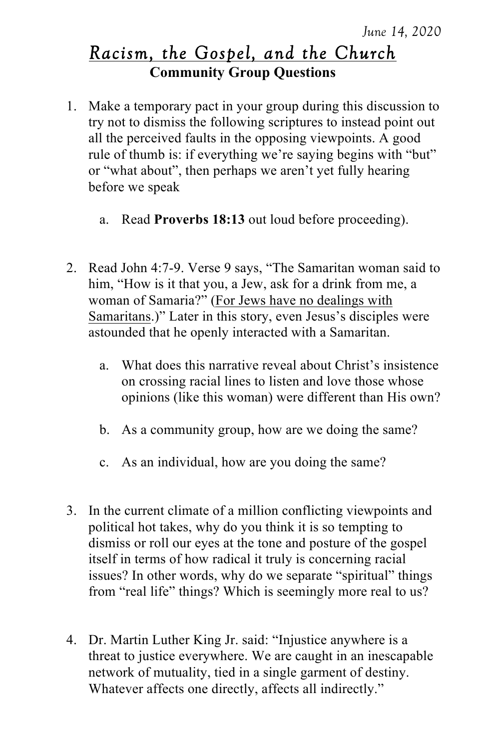*June 14, 2020*

# *Racism, the Gospel, and the Church*

## Community Group Questions

1. Make a temporary pact in your group during this discussion to try not to dismiss the following scriptures to instead point out all the perceived faults in the opposing viewpoints. A good rule of thumb is: if everything we're saying begins with "but" or "what about", then perhaps we aren't yet fully hearing before we speak

   a. Read **Proverbs 18:13** out loud before proceeding).

2. Read John 4:7-9. Verse 9 says, "The Samaritan woman said to him, "How is it that you, a Jew, ask for a drink from me, a woman of Samaria?" (<u>For Jews have no dealings with Samaritans</u>.)" Later in this story, even Jesus's disciples were astounded that he openly interacted with a Samaritan.

   a. What does this narrative reveal about Christ's insistence on crossing racial lines to listen and love those whose opinions (like this woman) were different than His own?

   b. As a community group, how are we doing the same?

   c. As an individual, how are you doing the same?

3. In the current climate of a million conflicting viewpoints and political hot takes, why do you think it is so tempting to dismiss or roll our eyes at the tone and posture of the gospel itself in terms of how radical it truly is concerning racial issues? In other words, why do we separate "spiritual" things from "real life" things? Which is seemingly more real to us?

4. Dr. Martin Luther King Jr. said: "Injustice anywhere is a threat to justice everywhere. We are caught in an inescapable network of mutuality, tied in a single garment of destiny. Whatever affects one directly, affects all indirectly."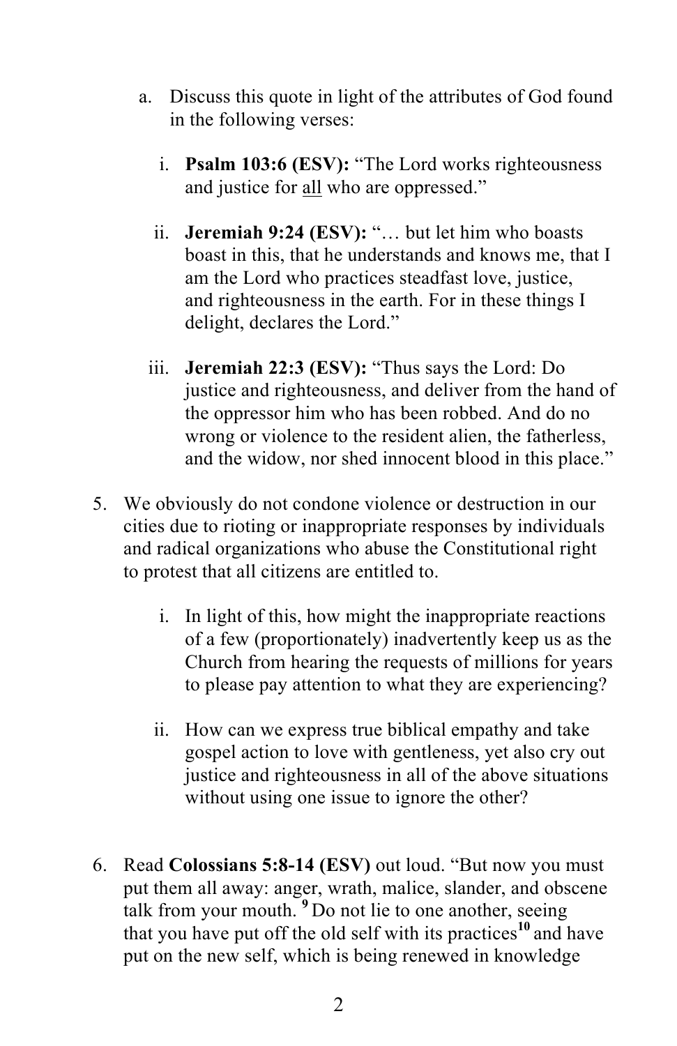a. Discuss this quote in light of the attributes of God found in the following verses:

   i. **Psalm 103:6 (ESV):** "The Lord works righteousness and justice for <u>all</u> who are oppressed."

   ii. **Jeremiah 9:24 (ESV):** "… but let him who boasts boast in this, that he understands and knows me, that I am the Lord who practices steadfast love, justice, and righteousness in the earth. For in these things I delight, declares the Lord."

   iii. **Jeremiah 22:3 (ESV):** "Thus says the Lord: Do justice and righteousness, and deliver from the hand of the oppressor him who has been robbed. And do no wrong or violence to the resident alien, the fatherless, and the widow, nor shed innocent blood in this place."

5. We obviously do not condone violence or destruction in our cities due to rioting or inappropriate responses by individuals and radical organizations who abuse the Constitutional right to protest that all citizens are entitled to.

   i. In light of this, how might the inappropriate reactions of a few (proportionately) inadvertently keep us as the Church from hearing the requests of millions for years to please pay attention to what they are experiencing?

   ii. How can we express true biblical empathy and take gospel action to love with gentleness, yet also cry out justice and righteousness in all of the above situations without using one issue to ignore the other?

6. Read **Colossians 5:8-14 (ESV)** out loud. "But now you must put them all away: anger, wrath, malice, slander, and obscene talk from your mouth. **9** Do not lie to one another, seeing that you have put off the old self with its practices **10** and have put on the new self, which is being renewed in knowledge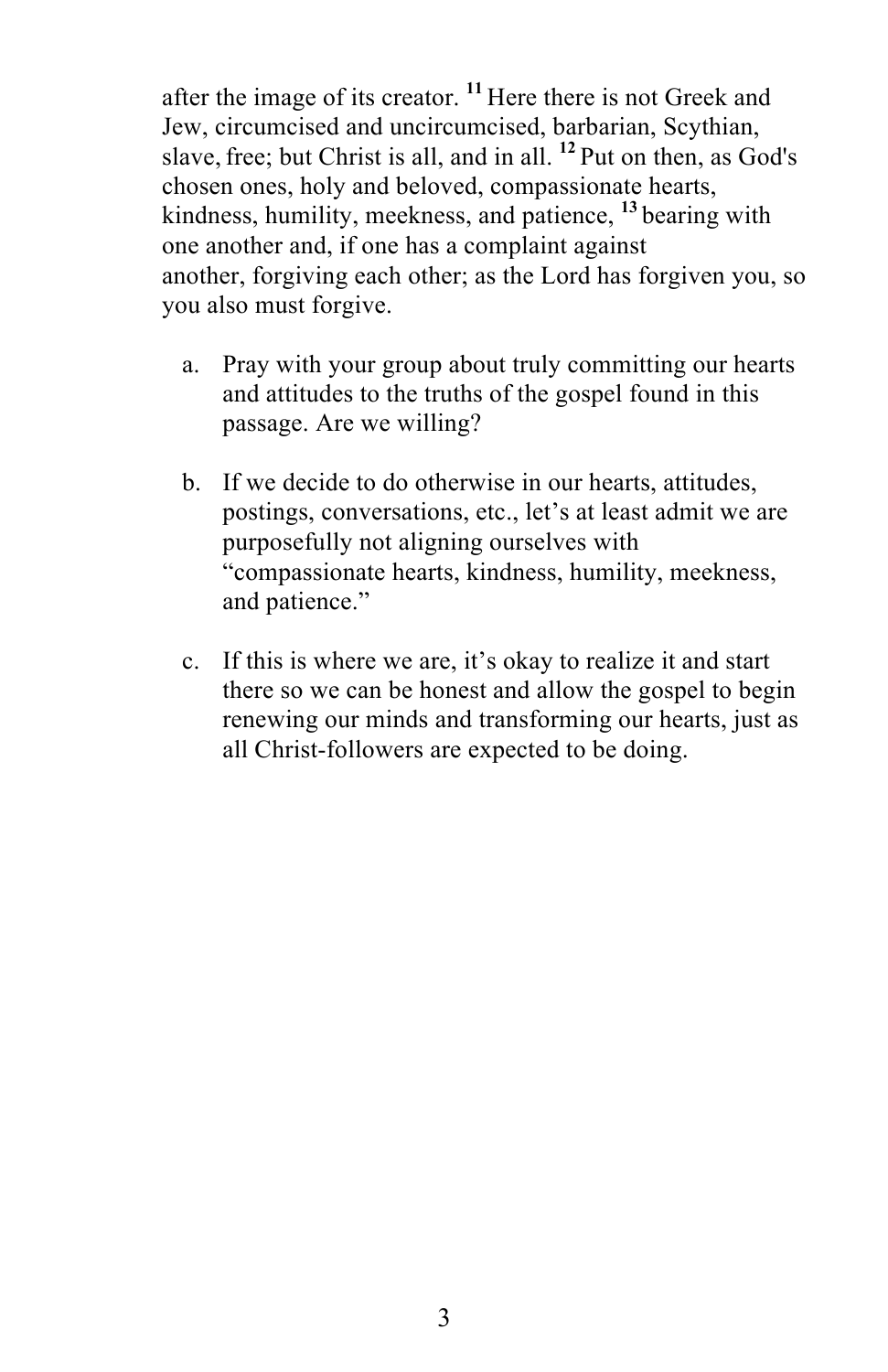after the image of its creator. [11] Here there is not Greek and Jew, circumcised and uncircumcised, barbarian, Scythian, slave, free; but Christ is all, and in all. [12] Put on then, as God's chosen ones, holy and beloved, compassionate hearts, kindness, humility, meekness, and patience, [13] bearing with one another and, if one has a complaint against another, forgiving each other; as the Lord has forgiven you, so you also must forgive.

a. Pray with your group about truly committing our hearts and attitudes to the truths of the gospel found in this passage. Are we willing?

b. If we decide to do otherwise in our hearts, attitudes, postings, conversations, etc., let's at least admit we are purposefully not aligning ourselves with "compassionate hearts, kindness, humility, meekness, and patience."

c. If this is where we are, it's okay to realize it and start there so we can be honest and allow the gospel to begin renewing our minds and transforming our hearts, just as all Christ-followers are expected to be doing.